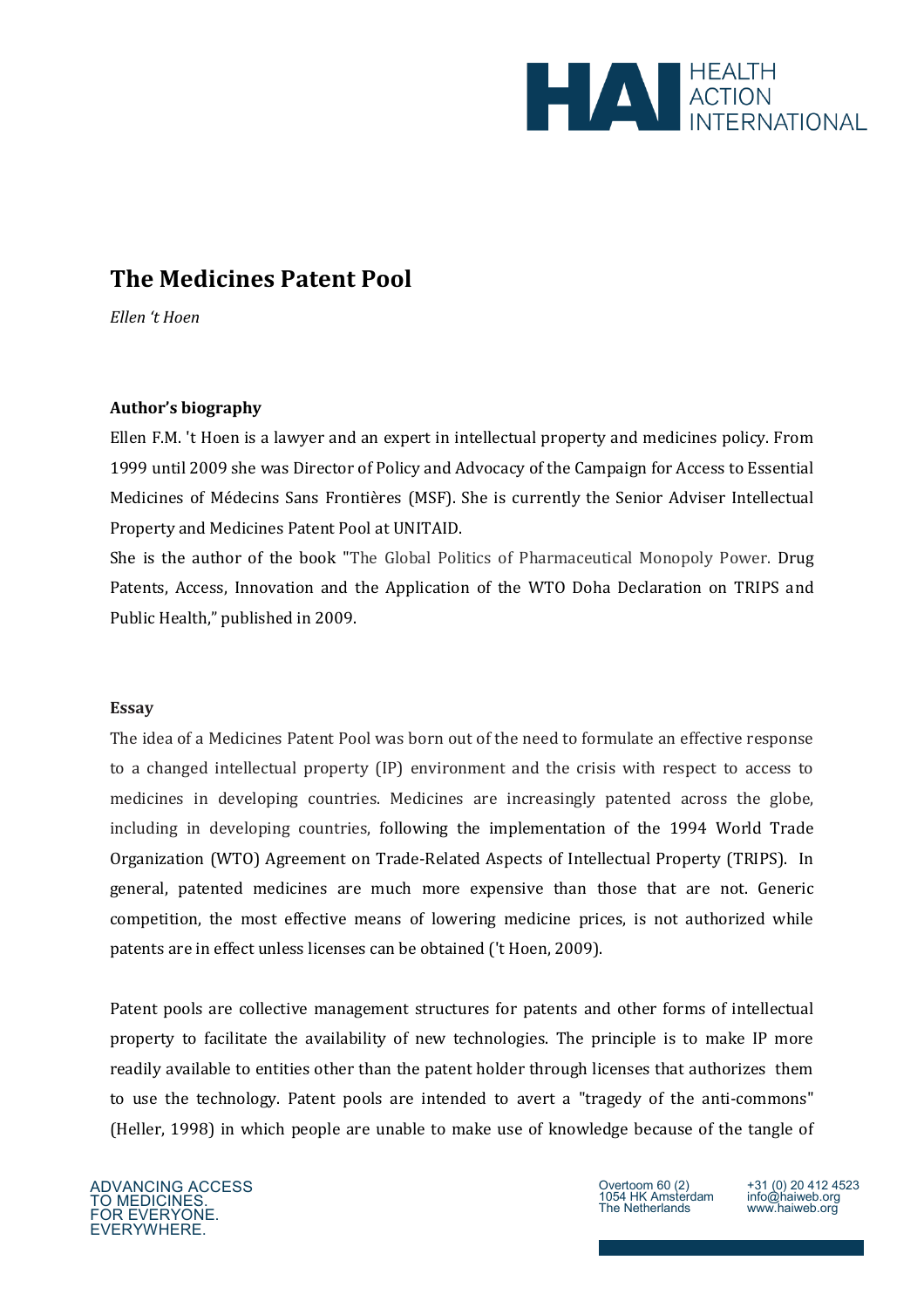# The Medicines Patent Pool

*Ellen 't Hoen*

**Author's biography**

Ellen F.M. 't Hoen is a lawyer and an expert in intellectual property and medicines policy. From 1999 until 2009 she was Director of Policy and Advocacy of the Campaign for Access to Essential Medicines of Médecins Sans Frontières (MSF). She is currently the Senior Adviser Intellectual Property and Medicines Patent Pool at UNITAID.

She is the author of the book "The Global Politics of Pharmaceutical Monopoly Power. Drug Patents, Access, Innovation and the Application of the WTO Doha Declaration on TRIPS and Public Health," published in 2009.

**Essay**

The idea of a Medicines Patent Pool was born out of the need to formulate an effective response to a changed intellectual property (IP) environment and the crisis with respect to access to medicines in developing countries. Medicines are increasingly patented across the globe, including in developing countries, following the implementation of the 1994 World Trade Organization (WTO) Agreement on Trade-Related Aspects of Intellectual Property (TRIPS). In general, patented medicines are much more expensive than those that are not. Generic competition, the most effective means of lowering medicine prices, is not authorized while patents are in effect unless licenses can be obtained ('t Hoen, 2009).

Patent pools are collective management structures for patents and other forms of intellectual property to facilitate the availability of new technologies. The principle is to make IP more readily available to entities other than the patent holder through licenses that authorizes them to use the technology. Patent pools are intended to avert a "tragedy of the anti-commons" (Heller, 1998) in which people are unable to make use of knowledge because of the tangle of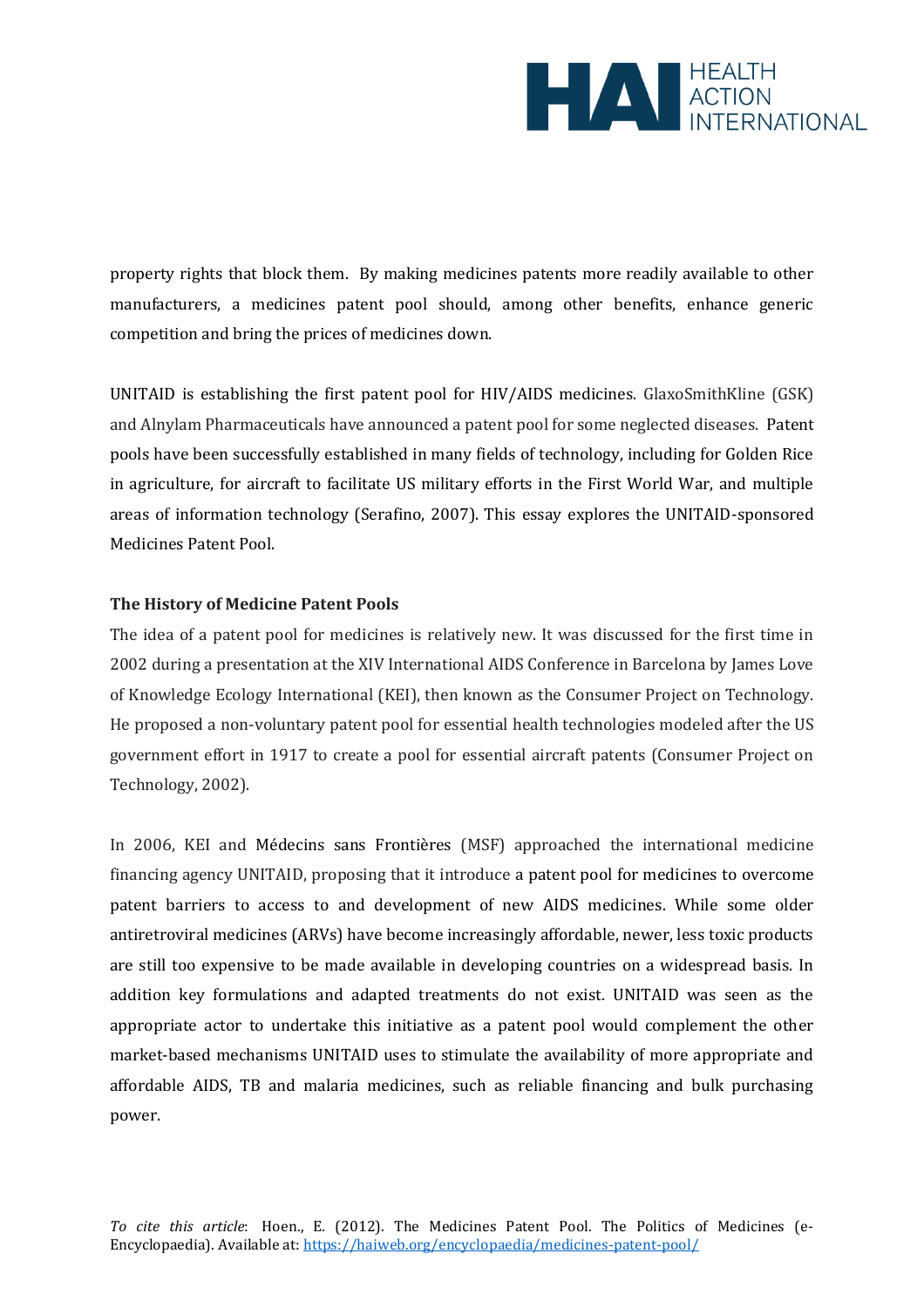property rights that block them. By making medicines patents more readily available to other manufacturers, a medicines patent pool should, among other benefits, enhance generic competition and bring the prices of medicines down.

UNITAID is establishing the first patent pool for HIV/AIDS medicines. GlaxoSmithKline (GSK) and Alnylam Pharmaceuticals have announced a patent pool for some neglected diseases. Patent pools have been successfully established in many fields of technology, including for Golden Rice in agriculture, for aircraft to facilitate US military efforts in the First World War, and multiple areas of information technology (Serafino, 2007). This essay explores the UNITAID-sponsored Medicines Patent Pool.

**The History of Medicine Patent Pools**

The idea of a patent pool for medicines is relatively new. It was discussed for the first time in 2002 during a presentation at the XIV International AIDS Conference in Barcelona by James Love of Knowledge Ecology International (KEI), then known as the Consumer Project on Technology. He proposed a non-voluntary patent pool for essential health technologies modeled after the US government effort in 1917 to create a pool for essential aircraft patents (Consumer Project on Technology, 2002).

In 2006, KEI and Médecins sans Frontières (MSF) approached the international medicine financing agency UNITAID, proposing that it introduce a patent pool for medicines to overcome patent barriers to access to and development of new AIDS medicines. While some older antiretroviral medicines (ARVs) have become increasingly affordable, newer, less toxic products are still too expensive to be made available in developing countries on a widespread basis. In addition key formulations and adapted treatments do not exist. UNITAID was seen as the appropriate actor to undertake this initiative as a patent pool would complement the other market-based mechanisms UNITAID uses to stimulate the availability of more appropriate and affordable AIDS, TB and malaria medicines, such as reliable financing and bulk purchasing power.

*To cite this article*: Hoen., E. (2012). The Medicines Patent Pool. The Politics of Medicines (e-Encyclopaedia). Available at: https://haiweb.org/encyclopaedia/medicines-patent-pool/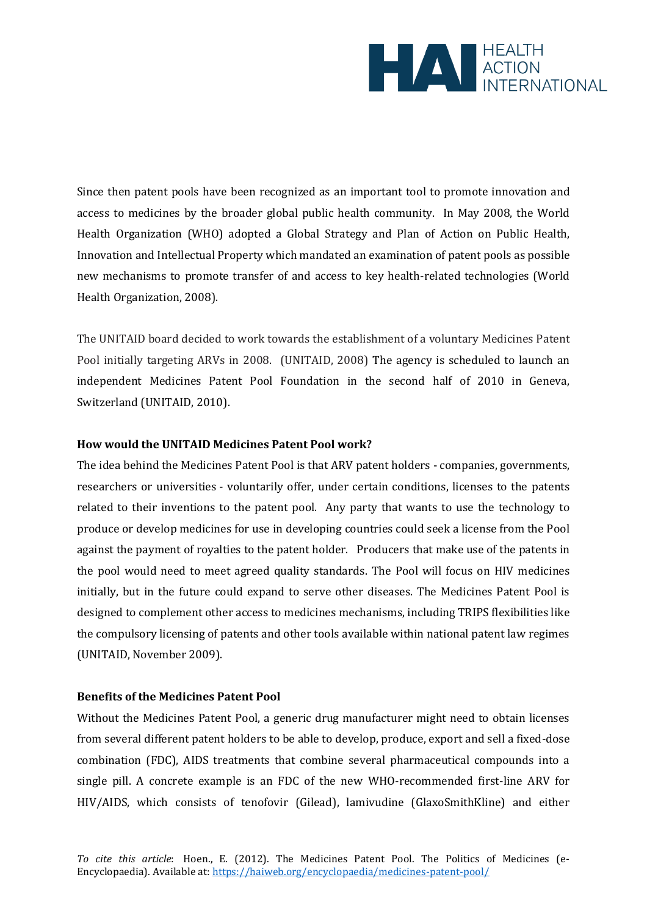Since then patent pools have been recognized as an important tool to promote innovation and access to medicines by the broader global public health community. In May 2008, the World Health Organization (WHO) adopted a Global Strategy and Plan of Action on Public Health, Innovation and Intellectual Property which mandated an examination of patent pools as possible new mechanisms to promote transfer of and access to key health-related technologies (World Health Organization, 2008).

The UNITAID board decided to work towards the establishment of a voluntary Medicines Patent Pool initially targeting ARVs in 2008. (UNITAID, 2008) The agency is scheduled to launch an independent Medicines Patent Pool Foundation in the second half of 2010 in Geneva, Switzerland (UNITAID, 2010).

**How would the UNITAID Medicines Patent Pool work?**

The idea behind the Medicines Patent Pool is that ARV patent holders - companies, governments, researchers or universities - voluntarily offer, under certain conditions, licenses to the patents related to their inventions to the patent pool. Any party that wants to use the technology to produce or develop medicines for use in developing countries could seek a license from the Pool against the payment of royalties to the patent holder. Producers that make use of the patents in the pool would need to meet agreed quality standards. The Pool will focus on HIV medicines initially, but in the future could expand to serve other diseases. The Medicines Patent Pool is designed to complement other access to medicines mechanisms, including TRIPS flexibilities like the compulsory licensing of patents and other tools available within national patent law regimes (UNITAID, November 2009).

**Benefits of the Medicines Patent Pool**

Without the Medicines Patent Pool, a generic drug manufacturer might need to obtain licenses from several different patent holders to be able to develop, produce, export and sell a fixed-dose combination (FDC), AIDS treatments that combine several pharmaceutical compounds into a single pill. A concrete example is an FDC of the new WHO-recommended first-line ARV for HIV/AIDS, which consists of tenofovir (Gilead), lamivudine (GlaxoSmithKline) and either

*To cite this article*: Hoen., E. (2012). The Medicines Patent Pool. The Politics of Medicines (e-Encyclopaedia). Available at: https://haiweb.org/encyclopaedia/medicines-patent-pool/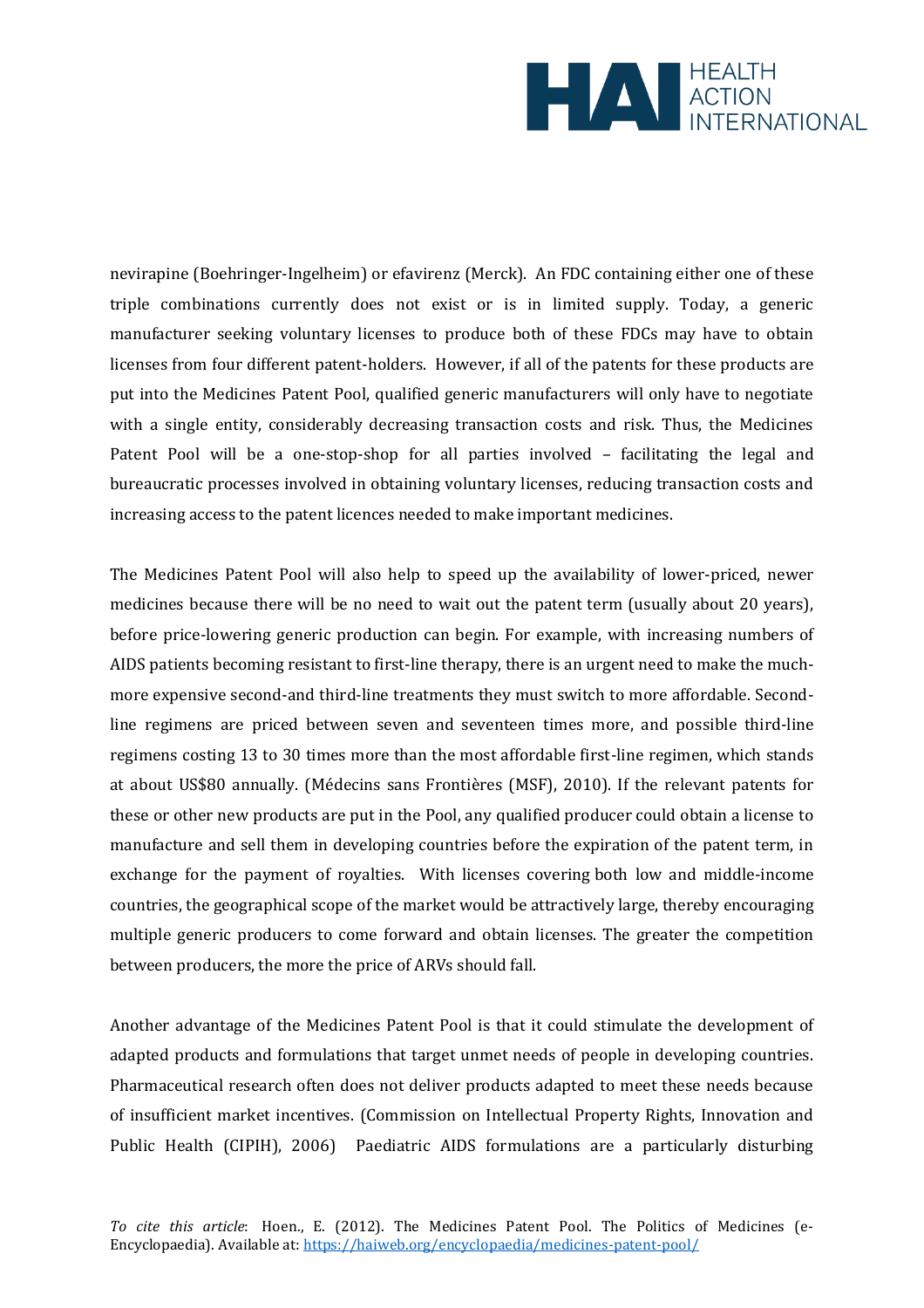nevirapine (Boehringer-Ingelheim) or efavirenz (Merck). An FDC containing either one of these triple combinations currently does not exist or is in limited supply. Today, a generic manufacturer seeking voluntary licenses to produce both of these FDCs may have to obtain licenses from four different patent-holders. However, if all of the patents for these products are put into the Medicines Patent Pool, qualified generic manufacturers will only have to negotiate with a single entity, considerably decreasing transaction costs and risk. Thus, the Medicines Patent Pool will be a one-stop-shop for all parties involved – facilitating the legal and bureaucratic processes involved in obtaining voluntary licenses, reducing transaction costs and increasing access to the patent licences needed to make important medicines.

The Medicines Patent Pool will also help to speed up the availability of lower-priced, newer medicines because there will be no need to wait out the patent term (usually about 20 years), before price-lowering generic production can begin. For example, with increasing numbers of AIDS patients becoming resistant to first-line therapy, there is an urgent need to make the much-more expensive second-and third-line treatments they must switch to more affordable. Second-line regimens are priced between seven and seventeen times more, and possible third-line regimens costing 13 to 30 times more than the most affordable first-line regimen, which stands at about US$80 annually. (Médecins sans Frontières (MSF), 2010). If the relevant patents for these or other new products are put in the Pool, any qualified producer could obtain a license to manufacture and sell them in developing countries before the expiration of the patent term, in exchange for the payment of royalties. With licenses covering both low and middle-income countries, the geographical scope of the market would be attractively large, thereby encouraging multiple generic producers to come forward and obtain licenses. The greater the competition between producers, the more the price of ARVs should fall.

Another advantage of the Medicines Patent Pool is that it could stimulate the development of adapted products and formulations that target unmet needs of people in developing countries. Pharmaceutical research often does not deliver products adapted to meet these needs because of insufficient market incentives. (Commission on Intellectual Property Rights, Innovation and Public Health (CIPIH), 2006) Paediatric AIDS formulations are a particularly disturbing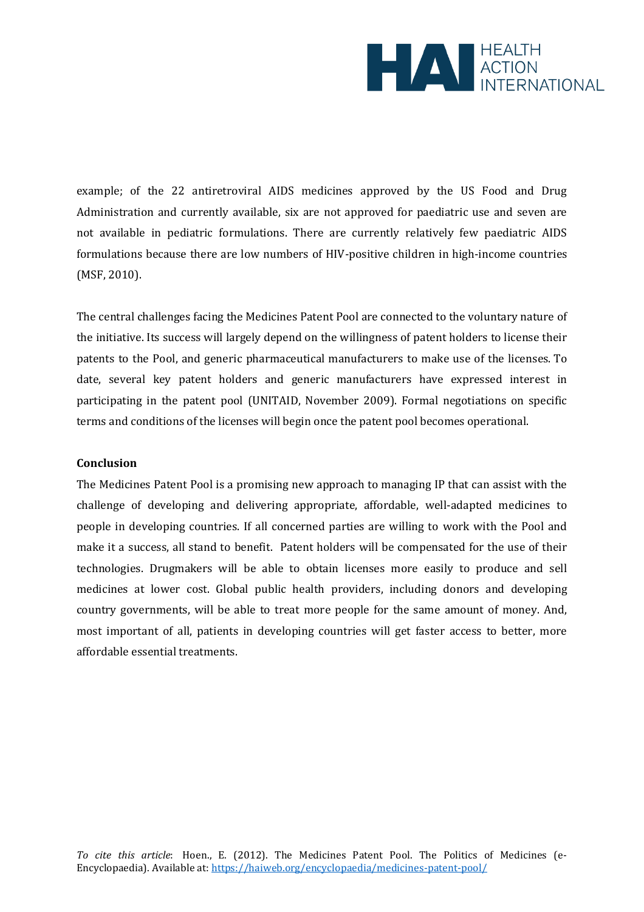example; of the 22 antiretroviral AIDS medicines approved by the US Food and Drug Administration and currently available, six are not approved for paediatric use and seven are not available in pediatric formulations. There are currently relatively few paediatric AIDS formulations because there are low numbers of HIV-positive children in high-income countries (MSF, 2010).

The central challenges facing the Medicines Patent Pool are connected to the voluntary nature of the initiative. Its success will largely depend on the willingness of patent holders to license their patents to the Pool, and generic pharmaceutical manufacturers to make use of the licenses. To date, several key patent holders and generic manufacturers have expressed interest in participating in the patent pool (UNITAID, November 2009). Formal negotiations on specific terms and conditions of the licenses will begin once the patent pool becomes operational.

**Conclusion**

The Medicines Patent Pool is a promising new approach to managing IP that can assist with the challenge of developing and delivering appropriate, affordable, well-adapted medicines to people in developing countries. If all concerned parties are willing to work with the Pool and make it a success, all stand to benefit. Patent holders will be compensated for the use of their technologies. Drugmakers will be able to obtain licenses more easily to produce and sell medicines at lower cost. Global public health providers, including donors and developing country governments, will be able to treat more people for the same amount of money. And, most important of all, patients in developing countries will get faster access to better, more affordable essential treatments.

*To cite this article*: Hoen., E. (2012). The Medicines Patent Pool. The Politics of Medicines (e-Encyclopaedia). Available at: https://haiweb.org/encyclopaedia/medicines-patent-pool/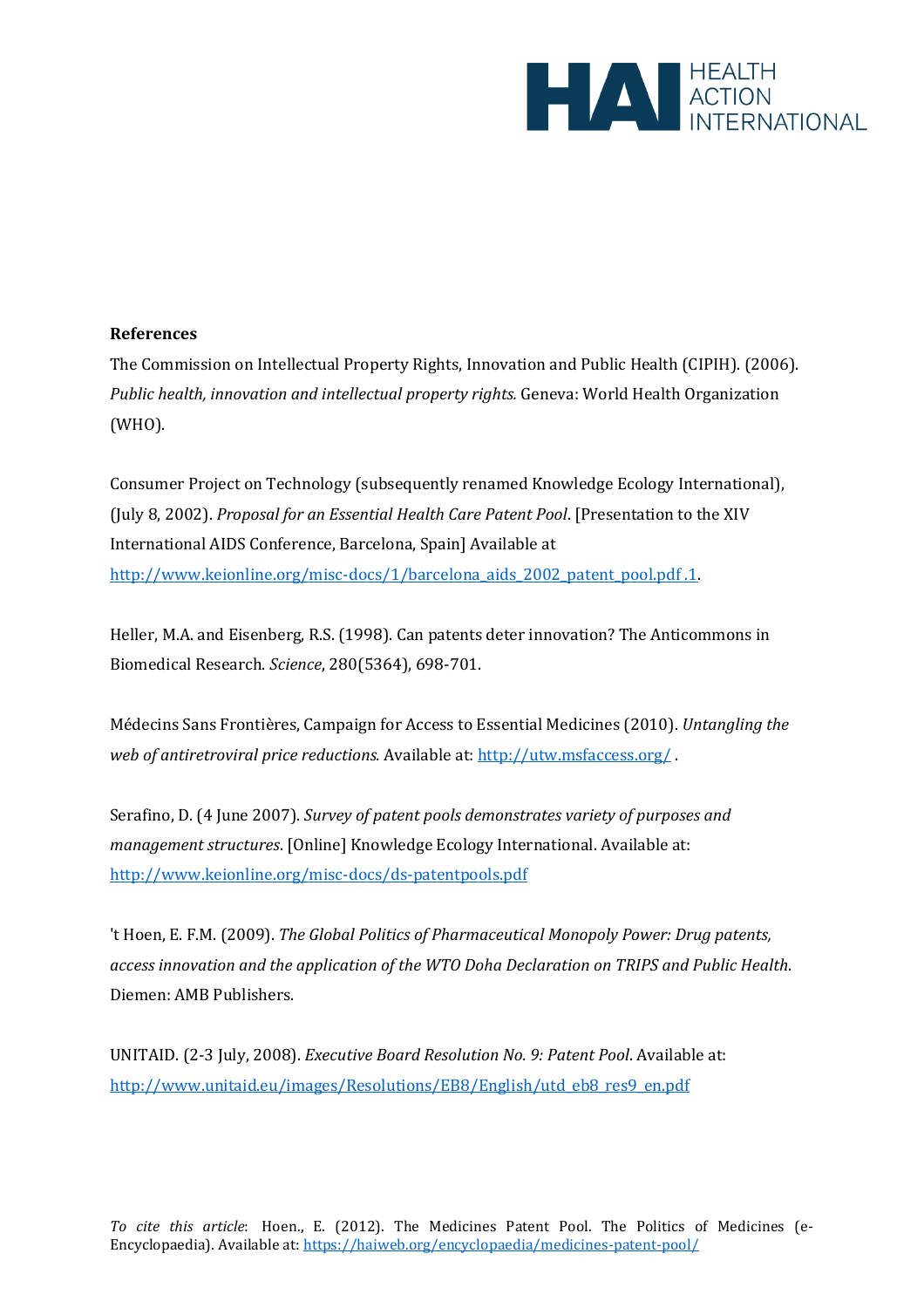**References**

The Commission on Intellectual Property Rights, Innovation and Public Health (CIPIH). (2006). *Public health, innovation and intellectual property rights.* Geneva: World Health Organization (WHO).

Consumer Project on Technology (subsequently renamed Knowledge Ecology International), (July 8, 2002). *Proposal for an Essential Health Care Patent Pool*. [Presentation to the XIV International AIDS Conference, Barcelona, Spain] Available at http://www.keionline.org/misc-docs/1/barcelona_aids_2002_patent_pool.pdf .1.

Heller, M.A. and Eisenberg, R.S. (1998). Can patents deter innovation? The Anticommons in Biomedical Research. *Science*, 280(5364), 698-701.

Médecins Sans Frontières, Campaign for Access to Essential Medicines (2010). *Untangling the web of antiretroviral price reductions.* Available at: http://utw.msfaccess.org/ .

Serafino, D. (4 June 2007). *Survey of patent pools demonstrates variety of purposes and management structures*. [Online] Knowledge Ecology International. Available at: http://www.keionline.org/misc-docs/ds-patentpools.pdf

't Hoen, E. F.M. (2009). *The Global Politics of Pharmaceutical Monopoly Power: Drug patents, access innovation and the application of the WTO Doha Declaration on TRIPS and Public Health*. Diemen: AMB Publishers.

UNITAID. (2-3 July, 2008). *Executive Board Resolution No. 9: Patent Pool*. Available at: http://www.unitaid.eu/images/Resolutions/EB8/English/utd_eb8_res9_en.pdf

*To cite this article*: Hoen., E. (2012). The Medicines Patent Pool. The Politics of Medicines (e-Encyclopaedia). Available at: https://haiweb.org/encyclopaedia/medicines-patent-pool/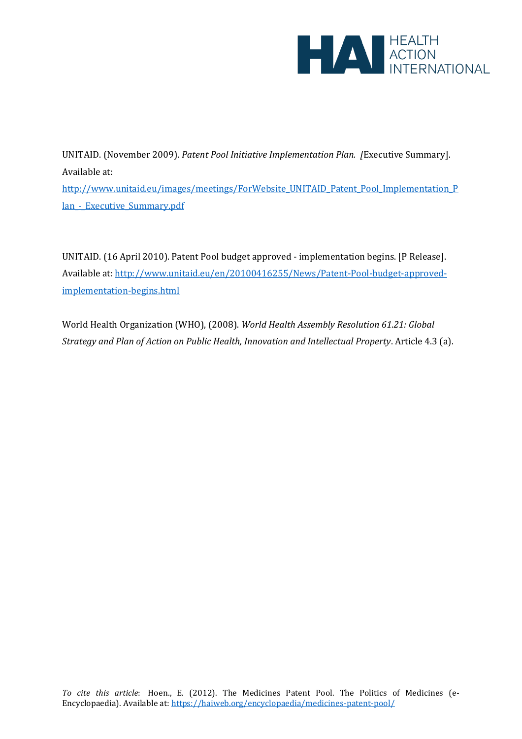UNITAID. (November 2009). *Patent Pool Initiative Implementation Plan. [*Executive Summary]. Available at: http://www.unitaid.eu/images/meetings/ForWebsite_UNITAID_Patent_Pool_Implementation_Plan_-_Executive_Summary.pdf

UNITAID. (16 April 2010). Patent Pool budget approved - implementation begins. [P Release]. Available at: http://www.unitaid.eu/en/20100416255/News/Patent-Pool-budget-approved-implementation-begins.html

World Health Organization (WHO), (2008). *World Health Assembly Resolution 61.21: Global Strategy and Plan of Action on Public Health, Innovation and Intellectual Property*. Article 4.3 (a).

*To cite this article*: Hoen., E. (2012). The Medicines Patent Pool. The Politics of Medicines (e-Encyclopaedia). Available at: https://haiweb.org/encyclopaedia/medicines-patent-pool/